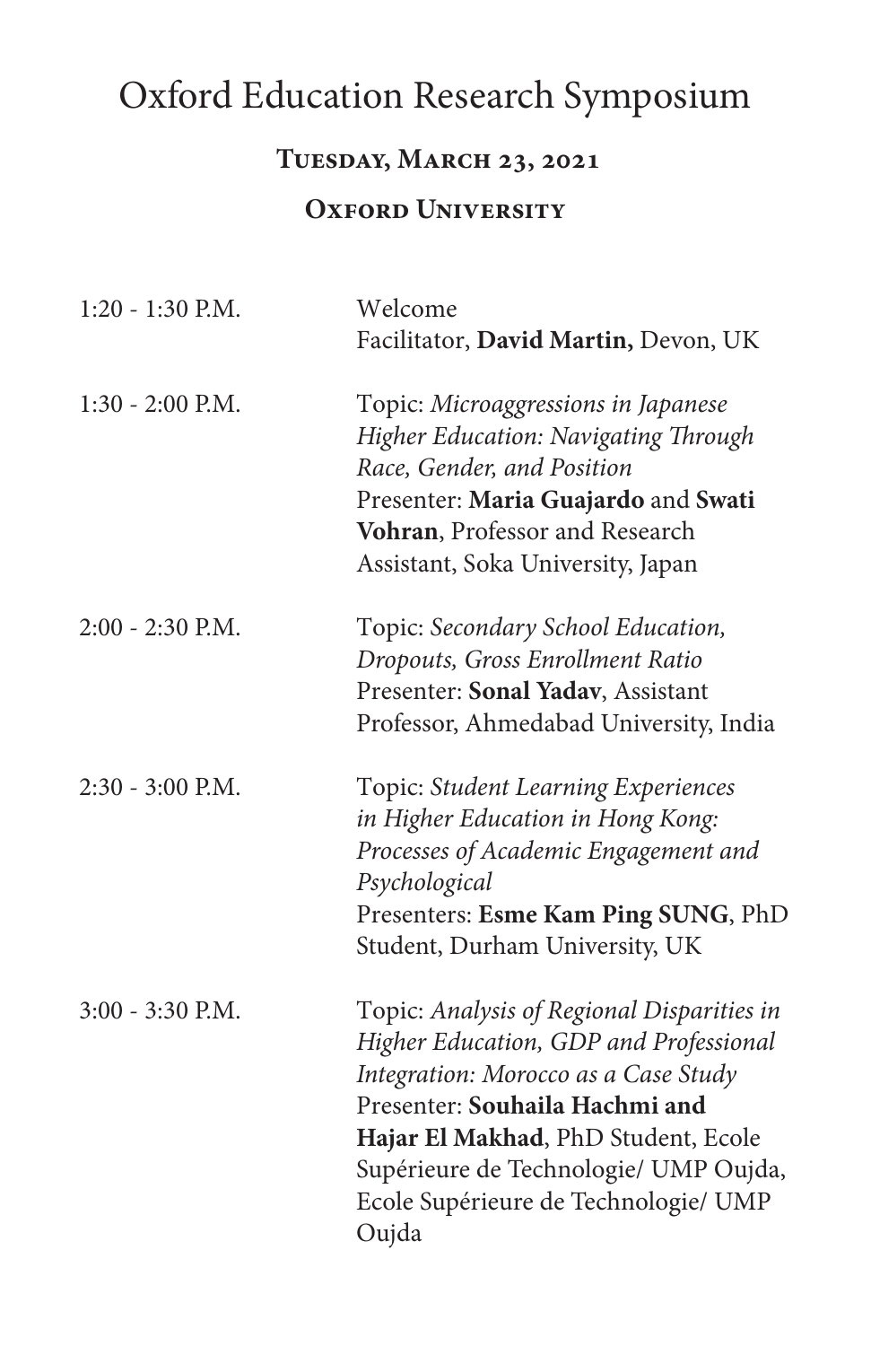# Oxford Education Research Symposium

## Tuesday, March 23, 2021

## Oxford University

| | |
|---|---|
| 1:20 - 1:30 P.M. | Welcome<br>Facilitator, **David Martin,** Devon, UK |
| 1:30 - 2:00 P.M. | Topic: *Microaggressions in Japanese Higher Education: Navigating Through Race, Gender, and Position*<br>Presenter: **Maria Guajardo** and **Swati Vohran**, Professor and Research Assistant, Soka University, Japan |
| 2:00 - 2:30 P.M. | Topic: *Secondary School Education, Dropouts, Gross Enrollment Ratio*<br>Presenter: **Sonal Yadav**, Assistant Professor, Ahmedabad University, India |
| 2:30 - 3:00 P.M. | Topic: *Student Learning Experiences in Higher Education in Hong Kong: Processes of Academic Engagement and Psychological*<br>Presenters: **Esme Kam Ping SUNG**, PhD Student, Durham University, UK |
| 3:00 - 3:30 P.M. | Topic: *Analysis of Regional Disparities in Higher Education, GDP and Professional Integration: Morocco as a Case Study*<br>Presenter: **Souhaila Hachmi and Hajar El Makhad**, PhD Student, Ecole Supérieure de Technologie/ UMP Oujda, Ecole Supérieure de Technologie/ UMP Oujda |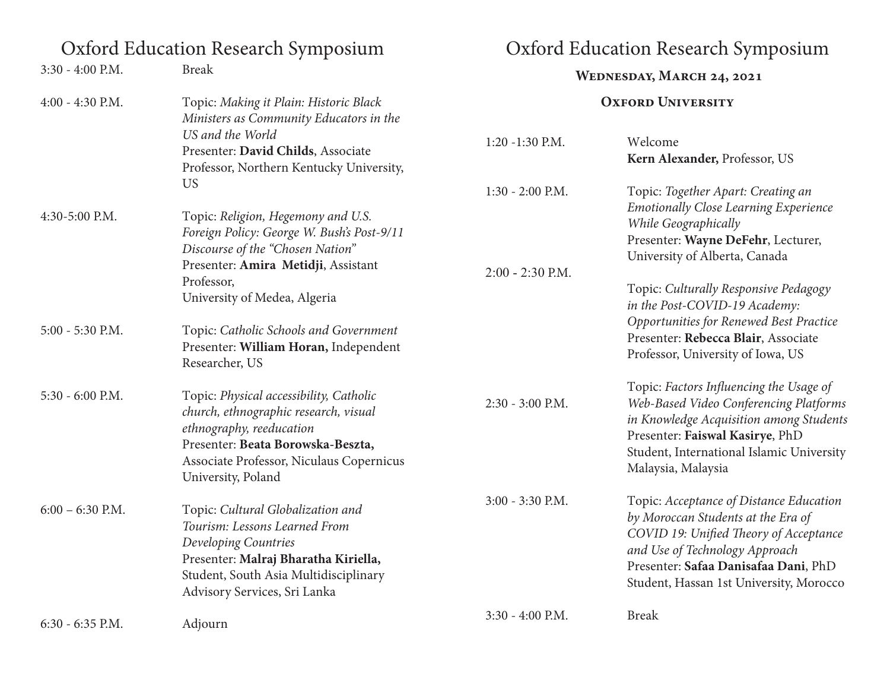# Oxford Education Research Symposium

| | |
|---|---|
| 3:30 - 4:00 P.M. | Break |
| 4:00 - 4:30 P.M. | Topic: *Making it Plain: Historic Black Ministers as Community Educators in the US and the World*<br>Presenter: **David Childs**, Associate Professor, Northern Kentucky University, US |
| 4:30-5:00 P.M. | Topic: *Religion, Hegemony and U.S. Foreign Policy: George W. Bush's Post-9/11 Discourse of the "Chosen Nation"*<br>Presenter: **Amira Metidji**, Assistant Professor,<br>University of Medea, Algeria |
| 5:00 - 5:30 P.M. | Topic: *Catholic Schools and Government*<br>Presenter: **William Horan,** Independent Researcher, US |
| 5:30 - 6:00 P.M. | Topic: *Physical accessibility, Catholic church, ethnographic research, visual ethnography, reeducation*<br>Presenter: **Beata Borowska-Beszta,** Associate Professor, Niculaus Copernicus University, Poland |
| 6:00 – 6:30 P.M. | Topic: *Cultural Globalization and Tourism: Lessons Learned From Developing Countries*<br>Presenter: **Malraj Bharatha Kiriella,** Student, South Asia Multidisciplinary Advisory Services, Sri Lanka |
| 6:30 - 6:35 P.M. | Adjourn |

# Oxford Education Research Symposium

### Wednesday, March 24, 2021

### Oxford University

| | |
|---|---|
| 1:20 -1:30 P.M. | Welcome<br>**Kern Alexander,** Professor, US |
| 1:30 - 2:00 P.M. | Topic: *Together Apart: Creating an Emotionally Close Learning Experience While Geographically*<br>Presenter: **Wayne DeFehr**, Lecturer, University of Alberta, Canada |
| 2:00 - 2:30 P.M. | Topic: *Culturally Responsive Pedagogy in the Post-COVID-19 Academy: Opportunities for Renewed Best Practice*<br>Presenter: **Rebecca Blair**, Associate Professor, University of Iowa, US |
| 2:30 - 3:00 P.M. | Topic: *Factors Influencing the Usage of Web-Based Video Conferencing Platforms in Knowledge Acquisition among Students*<br>Presenter: **Faiswal Kasirye**, PhD Student, International Islamic University Malaysia, Malaysia |
| 3:00 - 3:30 P.M. | Topic: *Acceptance of Distance Education by Moroccan Students at the Era of COVID 19: Unified Theory of Acceptance and Use of Technology Approach*<br>Presenter: **Safaa Danisafaa Dani**, PhD Student, Hassan 1st University, Morocco |
| 3:30 - 4:00 P.M. | Break |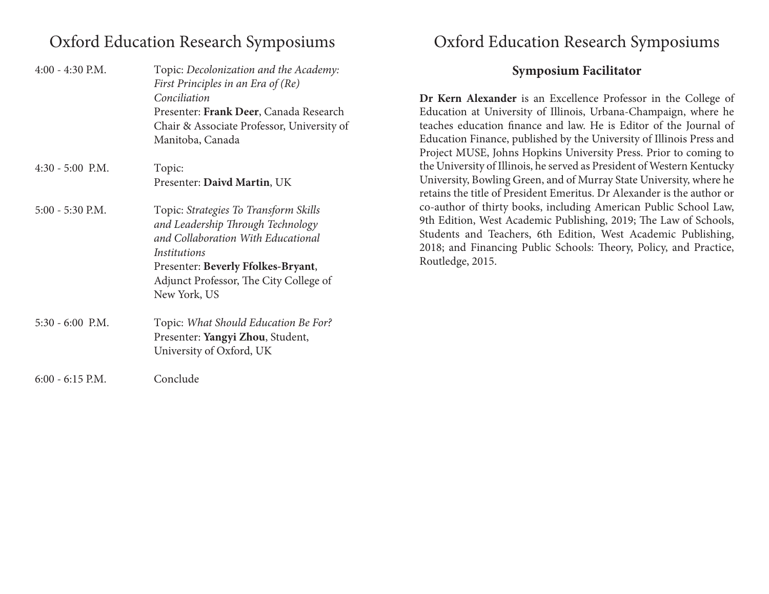# Oxford Education Research Symposiums

| | |
|---|---|
| 4:00 - 4:30 P.M. | Topic: *Decolonization and the Academy: First Principles in an Era of (Re) Conciliation*<br>Presenter: **Frank Deer**, Canada Research Chair & Associate Professor, University of Manitoba, Canada |
| 4:30 - 5:00 P.M. | Topic:<br>Presenter: **Daivd Martin**, UK |
| 5:00 - 5:30 P.M. | Topic: *Strategies To Transform Skills and Leadership Through Technology and Collaboration With Educational Institutions*<br>Presenter: **Beverly Ffolkes-Bryant**, Adjunct Professor, The City College of New York, US |
| 5:30 - 6:00 P.M. | Topic: *What Should Education Be For?*<br>Presenter: **Yangyi Zhou**, Student, University of Oxford, UK |
| 6:00 - 6:15 P.M. | Conclude |

# Oxford Education Research Symposiums

## Symposium Facilitator

**Dr Kern Alexander** is an Excellence Professor in the College of Education at University of Illinois, Urbana-Champaign, where he teaches education finance and law. He is Editor of the Journal of Education Finance, published by the University of Illinois Press and Project MUSE, Johns Hopkins University Press. Prior to coming to the University of Illinois, he served as President of Western Kentucky University, Bowling Green, and of Murray State University, where he retains the title of President Emeritus. Dr Alexander is the author or co-author of thirty books, including American Public School Law, 9th Edition, West Academic Publishing, 2019; The Law of Schools, Students and Teachers, 6th Edition, West Academic Publishing, 2018; and Financing Public Schools: Theory, Policy, and Practice, Routledge, 2015.